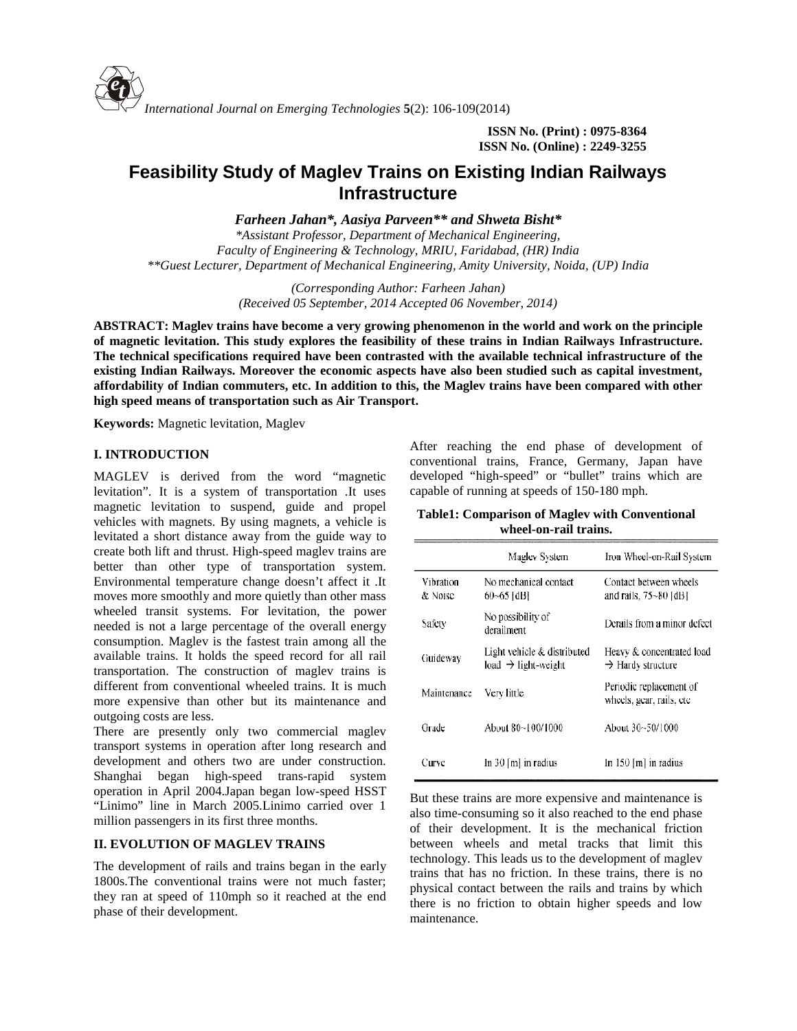ISSN No. (Print) : 0975-8364
ISSN No. (Online) : 2249-3255

# Feasibility Study of Maglev Trains on Existing Indian Railways Infrastructure

***Farheen Jahan\*, Aasiya Parveen\*\* and Shweta Bisht\****

*\*Assistant Professor, Department of Mechanical Engineering, Faculty of Engineering & Technology, MRIU, Faridabad, (HR) India*
*\*\*Guest Lecturer, Department of Mechanical Engineering, Amity University, Noida, (UP) India*

*(Corresponding Author: Farheen Jahan)*
*(Received 05 September, 2014 Accepted 06 November, 2014)*

**ABSTRACT: Maglev trains have become a very growing phenomenon in the world and work on the principle of magnetic levitation. This study explores the feasibility of these trains in Indian Railways Infrastructure. The technical specifications required have been contrasted with the available technical infrastructure of the existing Indian Railways. Moreover the economic aspects have also been studied such as capital investment, affordability of Indian commuters, etc. In addition to this, the Maglev trains have been compared with other high speed means of transportation such as Air Transport.**

**Keywords:** Magnetic levitation, Maglev

## I. INTRODUCTION

MAGLEV is derived from the word "magnetic levitation". It is a system of transportation .It uses magnetic levitation to suspend, guide and propel vehicles with magnets. By using magnets, a vehicle is levitated a short distance away from the guide way to create both lift and thrust. High-speed maglev trains are better than other type of transportation system. Environmental temperature change doesn't affect it .It moves more smoothly and more quietly than other mass wheeled transit systems. For levitation, the power needed is not a large percentage of the overall energy consumption. Maglev is the fastest train among all the available trains. It holds the speed record for all rail transportation. The construction of maglev trains is different from conventional wheeled trains. It is much more expensive than other but its maintenance and outgoing costs are less.

There are presently only two commercial maglev transport systems in operation after long research and development and others two are under construction. Shanghai began high-speed trans-rapid system operation in April 2004.Japan began low-speed HSST "Linimo" line in March 2005.Linimo carried over 1 million passengers in its first three months.

## II. EVOLUTION OF MAGLEV TRAINS

The development of rails and trains began in the early 1800s.The conventional trains were not much faster; they ran at speed of 110mph so it reached at the end phase of their development.

After reaching the end phase of development of conventional trains, France, Germany, Japan have developed "high-speed" or "bullet" trains which are capable of running at speeds of 150-180 mph.

**Table1: Comparison of Maglev with Conventional wheel-on-rail trains.**

| | Maglev System | Iron Wheel-on-Rail System |
|---|---|---|
| Vibration & Noise | No mechanical contact 60~65 [dB] | Contact between wheels and rails, 75~80 [dB] |
| Safety | No possibility of derailment | Derails from a minor defect |
| Guideway | Light vehicle & distributed load → light-weight | Heavy & concentrated load → Hardy structure |
| Maintenance | Very little | Periodic replacement of wheels, gear, rails, etc |
| Grade | About 80~100/1000 | About 30~50/1000 |
| Curve | In 30 [m] in radius | In 150 [m] in radius |

But these trains are more expensive and maintenance is also time-consuming so it also reached to the end phase of their development. It is the mechanical friction between wheels and metal tracks that limit this technology. This leads us to the development of maglev trains that has no friction. In these trains, there is no physical contact between the rails and trains by which there is no friction to obtain higher speeds and low maintenance.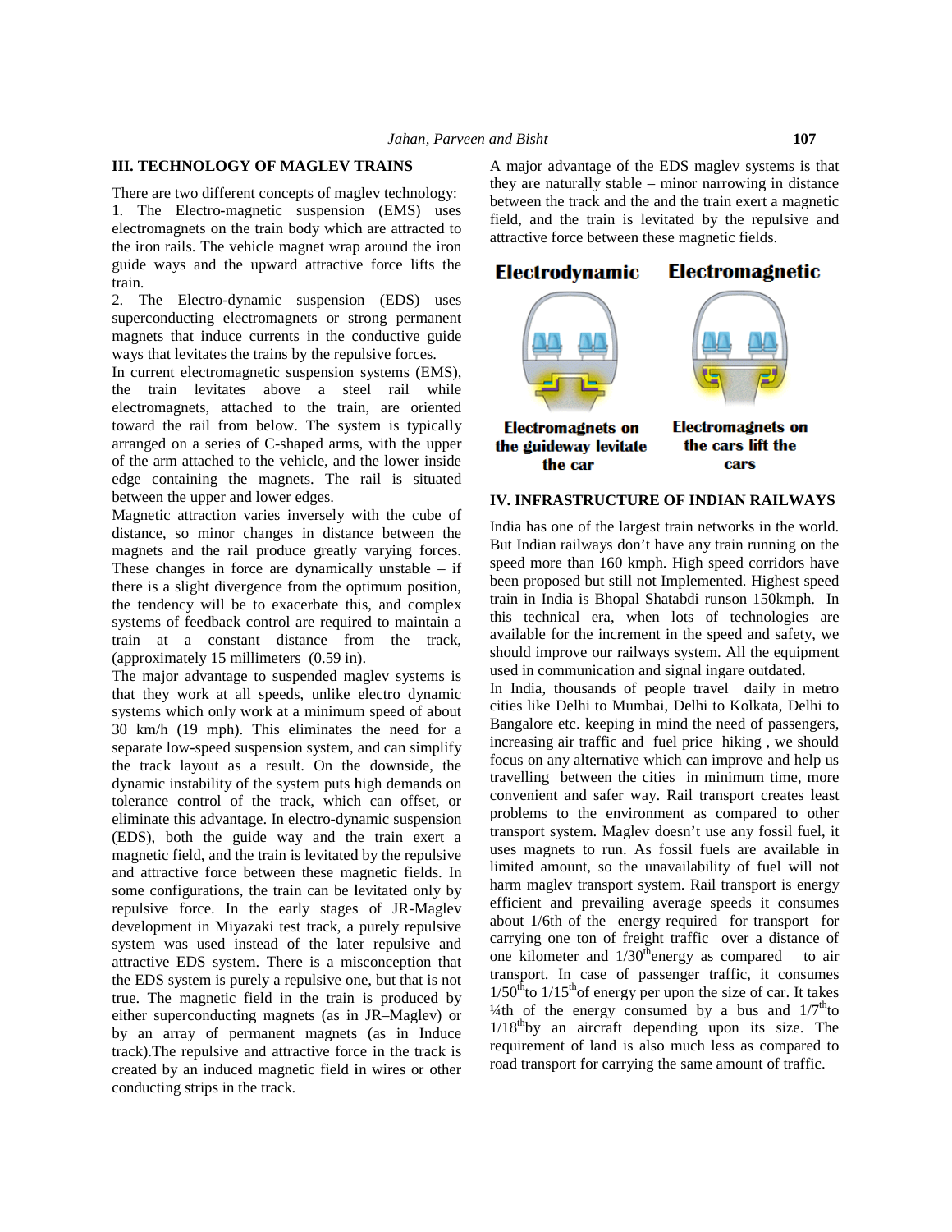## III. TECHNOLOGY OF MAGLEV TRAINS

There are two different concepts of maglev technology:

1. The Electro-magnetic suspension (EMS) uses electromagnets on the train body which are attracted to the iron rails. The vehicle magnet wrap around the iron guide ways and the upward attractive force lifts the train.
2. The Electro-dynamic suspension (EDS) uses superconducting electromagnets or strong permanent magnets that induce currents in the conductive guide ways that levitates the trains by the repulsive forces.

In current electromagnetic suspension systems (EMS), the train levitates above a steel rail while electromagnets, attached to the train, are oriented toward the rail from below. The system is typically arranged on a series of C-shaped arms, with the upper of the arm attached to the vehicle, and the lower inside edge containing the magnets. The rail is situated between the upper and lower edges.

Magnetic attraction varies inversely with the cube of distance, so minor changes in distance between the magnets and the rail produce greatly varying forces. These changes in force are dynamically unstable – if there is a slight divergence from the optimum position, the tendency will be to exacerbate this, and complex systems of feedback control are required to maintain a train at a constant distance from the track, (approximately 15 millimeters (0.59 in).

The major advantage to suspended maglev systems is that they work at all speeds, unlike electro dynamic systems which only work at a minimum speed of about 30 km/h (19 mph). This eliminates the need for a separate low-speed suspension system, and can simplify the track layout as a result. On the downside, the dynamic instability of the system puts high demands on tolerance control of the track, which can offset, or eliminate this advantage. In electro-dynamic suspension (EDS), both the guide way and the train exert a magnetic field, and the train is levitated by the repulsive and attractive force between these magnetic fields. In some configurations, the train can be levitated only by repulsive force. In the early stages of JR-Maglev development in Miyazaki test track, a purely repulsive system was used instead of the later repulsive and attractive EDS system. There is a misconception that the EDS system is purely a repulsive one, but that is not true. The magnetic field in the train is produced by either superconducting magnets (as in JR–Maglev) or by an array of permanent magnets (as in Induce track).The repulsive and attractive force in the track is created by an induced magnetic field in wires or other conducting strips in the track.

A major advantage of the EDS maglev systems is that they are naturally stable – minor narrowing in distance between the track and the and the train exert a magnetic field, and the train is levitated by the repulsive and attractive force between these magnetic fields.

**Electrodynamic** — Electromagnets on the guideway levitate the car

**Electromagnetic** — Electromagnets on the cars lift the cars

## IV. INFRASTRUCTURE OF INDIAN RAILWAYS

India has one of the largest train networks in the world. But Indian railways don't have any train running on the speed more than 160 kmph. High speed corridors have been proposed but still not Implemented. Highest speed train in India is Bhopal Shatabdi runson 150kmph. In this technical era, when lots of technologies are available for the increment in the speed and safety, we should improve our railways system. All the equipment used in communication and signal ingare outdated.

In India, thousands of people travel daily in metro cities like Delhi to Mumbai, Delhi to Kolkata, Delhi to Bangalore etc. keeping in mind the need of passengers, increasing air traffic and fuel price hiking , we should focus on any alternative which can improve and help us travelling between the cities in minimum time, more convenient and safer way. Rail transport creates least problems to the environment as compared to other transport system. Maglev doesn't use any fossil fuel, it uses magnets to run. As fossil fuels are available in limited amount, so the unavailability of fuel will not harm maglev transport system. Rail transport is energy efficient and prevailing average speeds it consumes about 1/6th of the energy required for transport for carrying one ton of freight traffic over a distance of one kilometer and $1/30^{th}$ energy as compared to air transport. In case of passenger traffic, it consumes $1/50^{th}$ to $1/15^{th}$ of energy per upon the size of car. It takes ¼th of the energy consumed by a bus and $1/7^{th}$ to $1/18^{th}$ by an aircraft depending upon its size. The requirement of land is also much less as compared to road transport for carrying the same amount of traffic.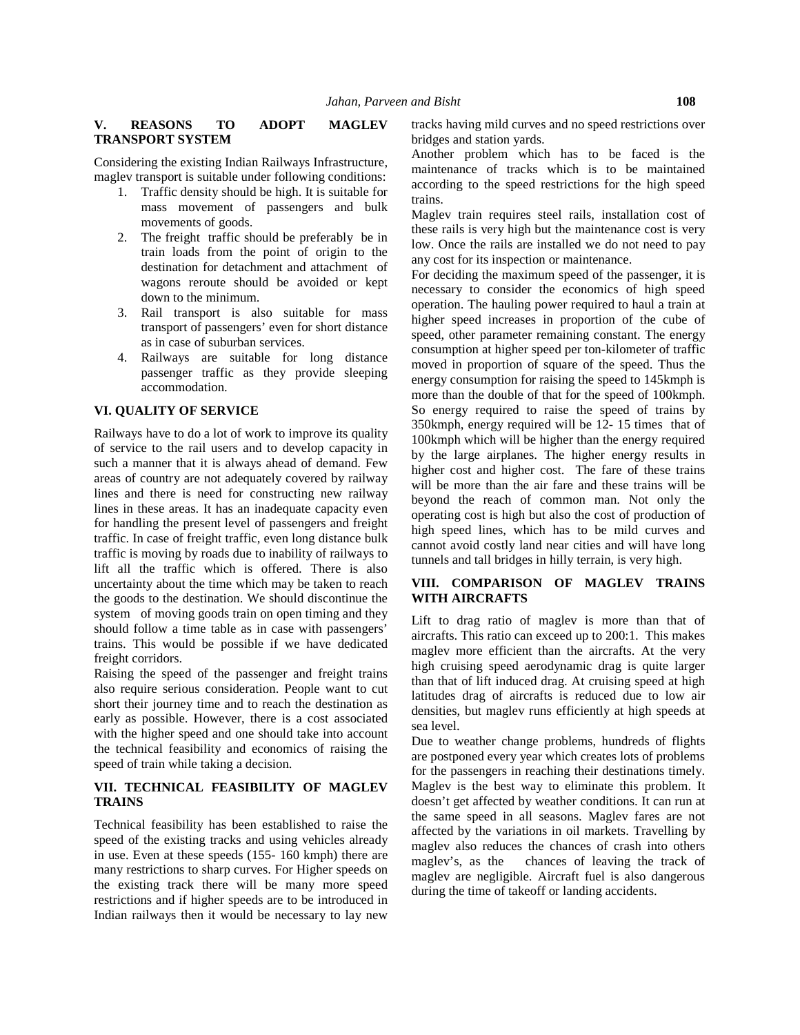## V. REASONS TO ADOPT MAGLEV TRANSPORT SYSTEM

Considering the existing Indian Railways Infrastructure, maglev transport is suitable under following conditions:

1. Traffic density should be high. It is suitable for mass movement of passengers and bulk movements of goods.
2. The freight traffic should be preferably be in train loads from the point of origin to the destination for detachment and attachment of wagons reroute should be avoided or kept down to the minimum.
3. Rail transport is also suitable for mass transport of passengers' even for short distance as in case of suburban services.
4. Railways are suitable for long distance passenger traffic as they provide sleeping accommodation.

## VI. QUALITY OF SERVICE

Railways have to do a lot of work to improve its quality of service to the rail users and to develop capacity in such a manner that it is always ahead of demand. Few areas of country are not adequately covered by railway lines and there is need for constructing new railway lines in these areas. It has an inadequate capacity even for handling the present level of passengers and freight traffic. In case of freight traffic, even long distance bulk traffic is moving by roads due to inability of railways to lift all the traffic which is offered. There is also uncertainty about the time which may be taken to reach the goods to the destination. We should discontinue the system of moving goods train on open timing and they should follow a time table as in case with passengers' trains. This would be possible if we have dedicated freight corridors.

Raising the speed of the passenger and freight trains also require serious consideration. People want to cut short their journey time and to reach the destination as early as possible. However, there is a cost associated with the higher speed and one should take into account the technical feasibility and economics of raising the speed of train while taking a decision.

## VII. TECHNICAL FEASIBILITY OF MAGLEV TRAINS

Technical feasibility has been established to raise the speed of the existing tracks and using vehicles already in use. Even at these speeds (155- 160 kmph) there are many restrictions to sharp curves. For Higher speeds on the existing track there will be many more speed restrictions and if higher speeds are to be introduced in Indian railways then it would be necessary to lay new tracks having mild curves and no speed restrictions over bridges and station yards.

Another problem which has to be faced is the maintenance of tracks which is to be maintained according to the speed restrictions for the high speed trains.

Maglev train requires steel rails, installation cost of these rails is very high but the maintenance cost is very low. Once the rails are installed we do not need to pay any cost for its inspection or maintenance.

For deciding the maximum speed of the passenger, it is necessary to consider the economics of high speed operation. The hauling power required to haul a train at higher speed increases in proportion of the cube of speed, other parameter remaining constant. The energy consumption at higher speed per ton-kilometer of traffic moved in proportion of square of the speed. Thus the energy consumption for raising the speed to 145kmph is more than the double of that for the speed of 100kmph. So energy required to raise the speed of trains by 350kmph, energy required will be 12- 15 times that of 100kmph which will be higher than the energy required by the large airplanes. The higher energy results in higher cost and higher cost. The fare of these trains will be more than the air fare and these trains will be beyond the reach of common man. Not only the operating cost is high but also the cost of production of high speed lines, which has to be mild curves and cannot avoid costly land near cities and will have long tunnels and tall bridges in hilly terrain, is very high.

## VIII. COMPARISON OF MAGLEV TRAINS WITH AIRCRAFTS

Lift to drag ratio of maglev is more than that of aircrafts. This ratio can exceed up to 200:1. This makes maglev more efficient than the aircrafts. At the very high cruising speed aerodynamic drag is quite larger than that of lift induced drag. At cruising speed at high latitudes drag of aircrafts is reduced due to low air densities, but maglev runs efficiently at high speeds at sea level.

Due to weather change problems, hundreds of flights are postponed every year which creates lots of problems for the passengers in reaching their destinations timely. Maglev is the best way to eliminate this problem. It doesn't get affected by weather conditions. It can run at the same speed in all seasons. Maglev fares are not affected by the variations in oil markets. Travelling by maglev also reduces the chances of crash into others maglev's, as the chances of leaving the track of maglev are negligible. Aircraft fuel is also dangerous during the time of takeoff or landing accidents.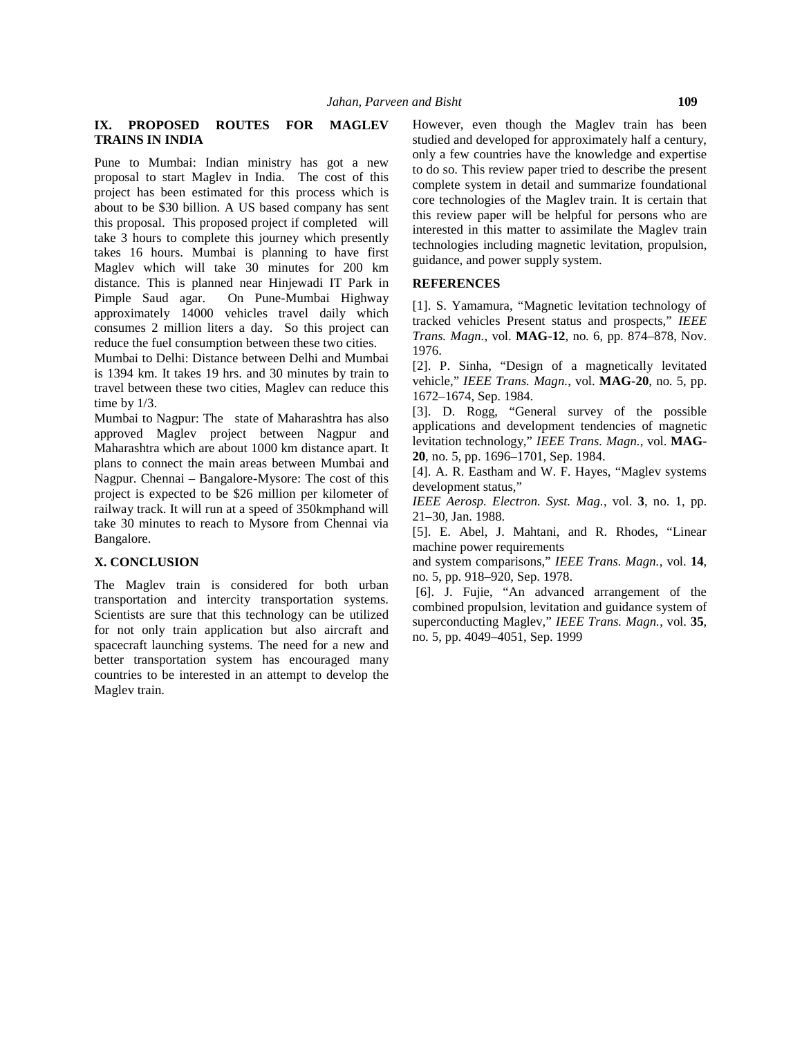## IX. PROPOSED ROUTES FOR MAGLEV TRAINS IN INDIA

Pune to Mumbai: Indian ministry has got a new proposal to start Maglev in India. The cost of this project has been estimated for this process which is about to be $30 billion. A US based company has sent this proposal. This proposed project if completed will take 3 hours to complete this journey which presently takes 16 hours. Mumbai is planning to have first Maglev which will take 30 minutes for 200 km distance. This is planned near Hinjewadi IT Park in Pimple Saud agar. On Pune-Mumbai Highway approximately 14000 vehicles travel daily which consumes 2 million liters a day. So this project can reduce the fuel consumption between these two cities.

Mumbai to Delhi: Distance between Delhi and Mumbai is 1394 km. It takes 19 hrs. and 30 minutes by train to travel between these two cities, Maglev can reduce this time by 1/3.

Mumbai to Nagpur: The state of Maharashtra has also approved Maglev project between Nagpur and Maharashtra which are about 1000 km distance apart. It plans to connect the main areas between Mumbai and Nagpur. Chennai – Bangalore-Mysore: The cost of this project is expected to be $26 million per kilometer of railway track. It will run at a speed of 350kmphand will take 30 minutes to reach to Mysore from Chennai via Bangalore.

## X. CONCLUSION

The Maglev train is considered for both urban transportation and intercity transportation systems. Scientists are sure that this technology can be utilized for not only train application but also aircraft and spacecraft launching systems. The need for a new and better transportation system has encouraged many countries to be interested in an attempt to develop the Maglev train.

However, even though the Maglev train has been studied and developed for approximately half a century, only a few countries have the knowledge and expertise to do so. This review paper tried to describe the present complete system in detail and summarize foundational core technologies of the Maglev train. It is certain that this review paper will be helpful for persons who are interested in this matter to assimilate the Maglev train technologies including magnetic levitation, propulsion, guidance, and power supply system.

## REFERENCES

[1]. S. Yamamura, "Magnetic levitation technology of tracked vehicles Present status and prospects," *IEEE Trans. Magn.*, vol. **MAG-12**, no. 6, pp. 874–878, Nov. 1976.

[2]. P. Sinha, "Design of a magnetically levitated vehicle," *IEEE Trans. Magn.*, vol. **MAG-20**, no. 5, pp. 1672–1674, Sep. 1984.

[3]. D. Rogg, "General survey of the possible applications and development tendencies of magnetic levitation technology," *IEEE Trans. Magn.*, vol. **MAG-20**, no. 5, pp. 1696–1701, Sep. 1984.

[4]. A. R. Eastham and W. F. Hayes, "Maglev systems development status,"
*IEEE Aerosp. Electron. Syst. Mag.*, vol. **3**, no. 1, pp. 21–30, Jan. 1988.

[5]. E. Abel, J. Mahtani, and R. Rhodes, "Linear machine power requirements
and system comparisons," *IEEE Trans. Magn.*, vol. **14**, no. 5, pp. 918–920, Sep. 1978.

[6]. J. Fujie, "An advanced arrangement of the combined propulsion, levitation and guidance system of superconducting Maglev," *IEEE Trans. Magn.*, vol. **35**, no. 5, pp. 4049–4051, Sep. 1999